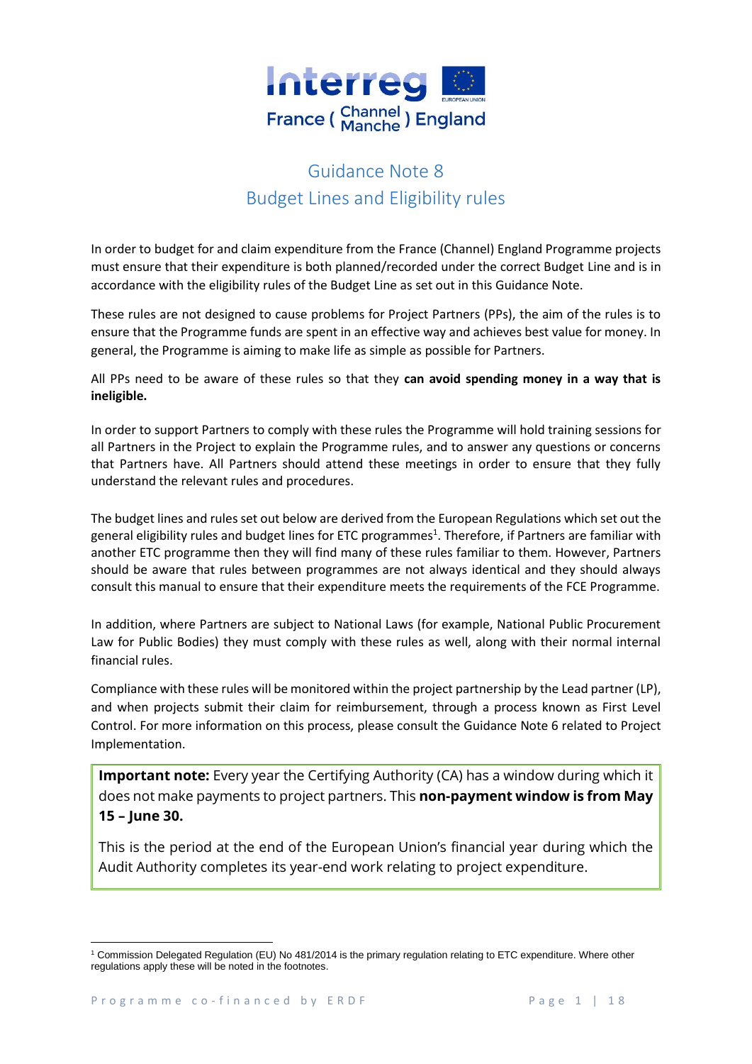# Guidance Note 8
## Budget Lines and Eligibility rules

In order to budget for and claim expenditure from the France (Channel) England Programme projects must ensure that their expenditure is both planned/recorded under the correct Budget Line and is in accordance with the eligibility rules of the Budget Line as set out in this Guidance Note.

These rules are not designed to cause problems for Project Partners (PPs), the aim of the rules is to ensure that the Programme funds are spent in an effective way and achieves best value for money. In general, the Programme is aiming to make life as simple as possible for Partners.

All PPs need to be aware of these rules so that they **can avoid spending money in a way that is ineligible.**

In order to support Partners to comply with these rules the Programme will hold training sessions for all Partners in the Project to explain the Programme rules, and to answer any questions or concerns that Partners have. All Partners should attend these meetings in order to ensure that they fully understand the relevant rules and procedures.

The budget lines and rules set out below are derived from the European Regulations which set out the general eligibility rules and budget lines for ETC programmes[1]. Therefore, if Partners are familiar with another ETC programme then they will find many of these rules familiar to them. However, Partners should be aware that rules between programmes are not always identical and they should always consult this manual to ensure that their expenditure meets the requirements of the FCE Programme.

In addition, where Partners are subject to National Laws (for example, National Public Procurement Law for Public Bodies) they must comply with these rules as well, along with their normal internal financial rules.

Compliance with these rules will be monitored within the project partnership by the Lead partner (LP), and when projects submit their claim for reimbursement, through a process known as First Level Control. For more information on this process, please consult the Guidance Note 6 related to Project Implementation.

> **Important note:** Every year the Certifying Authority (CA) has a window during which it does not make payments to project partners. This **non-payment window is from May 15 – June 30.**
>
> This is the period at the end of the European Union's financial year during which the Audit Authority completes its year-end work relating to project expenditure.

[1] Commission Delegated Regulation (EU) No 481/2014 is the primary regulation relating to ETC expenditure. Where other regulations apply these will be noted in the footnotes.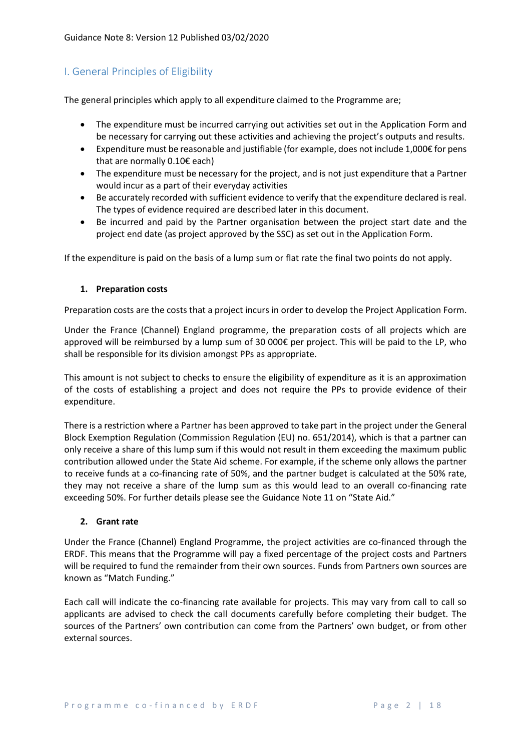## I. General Principles of Eligibility

The general principles which apply to all expenditure claimed to the Programme are;

- The expenditure must be incurred carrying out activities set out in the Application Form and be necessary for carrying out these activities and achieving the project's outputs and results.
- Expenditure must be reasonable and justifiable (for example, does not include 1,000€ for pens that are normally 0.10€ each)
- The expenditure must be necessary for the project, and is not just expenditure that a Partner would incur as a part of their everyday activities
- Be accurately recorded with sufficient evidence to verify that the expenditure declared is real. The types of evidence required are described later in this document.
- Be incurred and paid by the Partner organisation between the project start date and the project end date (as project approved by the SSC) as set out in the Application Form.

If the expenditure is paid on the basis of a lump sum or flat rate the final two points do not apply.

### 1. Preparation costs

Preparation costs are the costs that a project incurs in order to develop the Project Application Form.

Under the France (Channel) England programme, the preparation costs of all projects which are approved will be reimbursed by a lump sum of 30 000€ per project. This will be paid to the LP, who shall be responsible for its division amongst PPs as appropriate.

This amount is not subject to checks to ensure the eligibility of expenditure as it is an approximation of the costs of establishing a project and does not require the PPs to provide evidence of their expenditure.

There is a restriction where a Partner has been approved to take part in the project under the General Block Exemption Regulation (Commission Regulation (EU) no. 651/2014), which is that a partner can only receive a share of this lump sum if this would not result in them exceeding the maximum public contribution allowed under the State Aid scheme. For example, if the scheme only allows the partner to receive funds at a co-financing rate of 50%, and the partner budget is calculated at the 50% rate, they may not receive a share of the lump sum as this would lead to an overall co-financing rate exceeding 50%. For further details please see the Guidance Note 11 on "State Aid."

### 2. Grant rate

Under the France (Channel) England Programme, the project activities are co-financed through the ERDF. This means that the Programme will pay a fixed percentage of the project costs and Partners will be required to fund the remainder from their own sources. Funds from Partners own sources are known as "Match Funding."

Each call will indicate the co-financing rate available for projects. This may vary from call to call so applicants are advised to check the call documents carefully before completing their budget. The sources of the Partners' own contribution can come from the Partners' own budget, or from other external sources.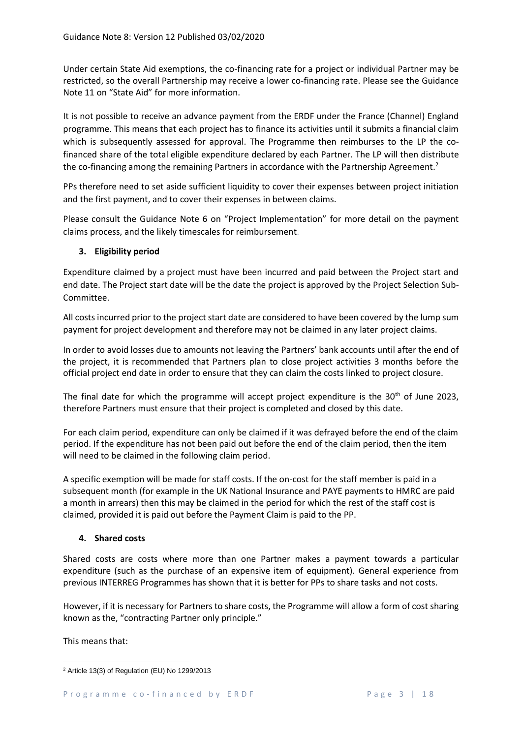Under certain State Aid exemptions, the co-financing rate for a project or individual Partner may be restricted, so the overall Partnership may receive a lower co-financing rate. Please see the Guidance Note 11 on "State Aid" for more information.

It is not possible to receive an advance payment from the ERDF under the France (Channel) England programme. This means that each project has to finance its activities until it submits a financial claim which is subsequently assessed for approval. The Programme then reimburses to the LP the co-financed share of the total eligible expenditure declared by each Partner. The LP will then distribute the co-financing among the remaining Partners in accordance with the Partnership Agreement.[2]

PPs therefore need to set aside sufficient liquidity to cover their expenses between project initiation and the first payment, and to cover their expenses in between claims.

Please consult the Guidance Note 6 on "Project Implementation" for more detail on the payment claims process, and the likely timescales for reimbursement.

### 3. Eligibility period

Expenditure claimed by a project must have been incurred and paid between the Project start and end date. The Project start date will be the date the project is approved by the Project Selection Sub-Committee.

All costs incurred prior to the project start date are considered to have been covered by the lump sum payment for project development and therefore may not be claimed in any later project claims.

In order to avoid losses due to amounts not leaving the Partners' bank accounts until after the end of the project, it is recommended that Partners plan to close project activities 3 months before the official project end date in order to ensure that they can claim the costs linked to project closure.

The final date for which the programme will accept project expenditure is the 30th of June 2023, therefore Partners must ensure that their project is completed and closed by this date.

For each claim period, expenditure can only be claimed if it was defrayed before the end of the claim period. If the expenditure has not been paid out before the end of the claim period, then the item will need to be claimed in the following claim period.

A specific exemption will be made for staff costs. If the on-cost for the staff member is paid in a subsequent month (for example in the UK National Insurance and PAYE payments to HMRC are paid a month in arrears) then this may be claimed in the period for which the rest of the staff cost is claimed, provided it is paid out before the Payment Claim is paid to the PP.

### 4. Shared costs

Shared costs are costs where more than one Partner makes a payment towards a particular expenditure (such as the purchase of an expensive item of equipment). General experience from previous INTERREG Programmes has shown that it is better for PPs to share tasks and not costs.

However, if it is necessary for Partners to share costs, the Programme will allow a form of cost sharing known as the, "contracting Partner only principle."

This means that:

[2] Article 13(3) of Regulation (EU) No 1299/2013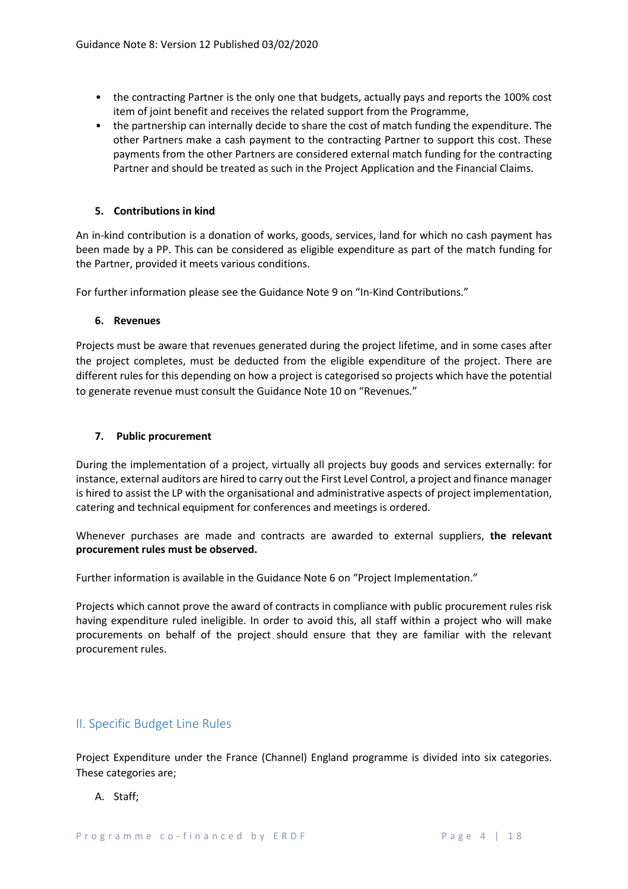- the contracting Partner is the only one that budgets, actually pays and reports the 100% cost item of joint benefit and receives the related support from the Programme,
- the partnership can internally decide to share the cost of match funding the expenditure. The other Partners make a cash payment to the contracting Partner to support this cost. These payments from the other Partners are considered external match funding for the contracting Partner and should be treated as such in the Project Application and the Financial Claims.

### 5. Contributions in kind

An in-kind contribution is a donation of works, goods, services, land for which no cash payment has been made by a PP. This can be considered as eligible expenditure as part of the match funding for the Partner, provided it meets various conditions.

For further information please see the Guidance Note 9 on "In-Kind Contributions."

### 6. Revenues

Projects must be aware that revenues generated during the project lifetime, and in some cases after the project completes, must be deducted from the eligible expenditure of the project. There are different rules for this depending on how a project is categorised so projects which have the potential to generate revenue must consult the Guidance Note 10 on "Revenues."

### 7. Public procurement

During the implementation of a project, virtually all projects buy goods and services externally: for instance, external auditors are hired to carry out the First Level Control, a project and finance manager is hired to assist the LP with the organisational and administrative aspects of project implementation, catering and technical equipment for conferences and meetings is ordered.

Whenever purchases are made and contracts are awarded to external suppliers, **the relevant procurement rules must be observed.**

Further information is available in the Guidance Note 6 on "Project Implementation."

Projects which cannot prove the award of contracts in compliance with public procurement rules risk having expenditure ruled ineligible. In order to avoid this, all staff within a project who will make procurements on behalf of the project should ensure that they are familiar with the relevant procurement rules.

## II. Specific Budget Line Rules

Project Expenditure under the France (Channel) England programme is divided into six categories. These categories are;

A. Staff;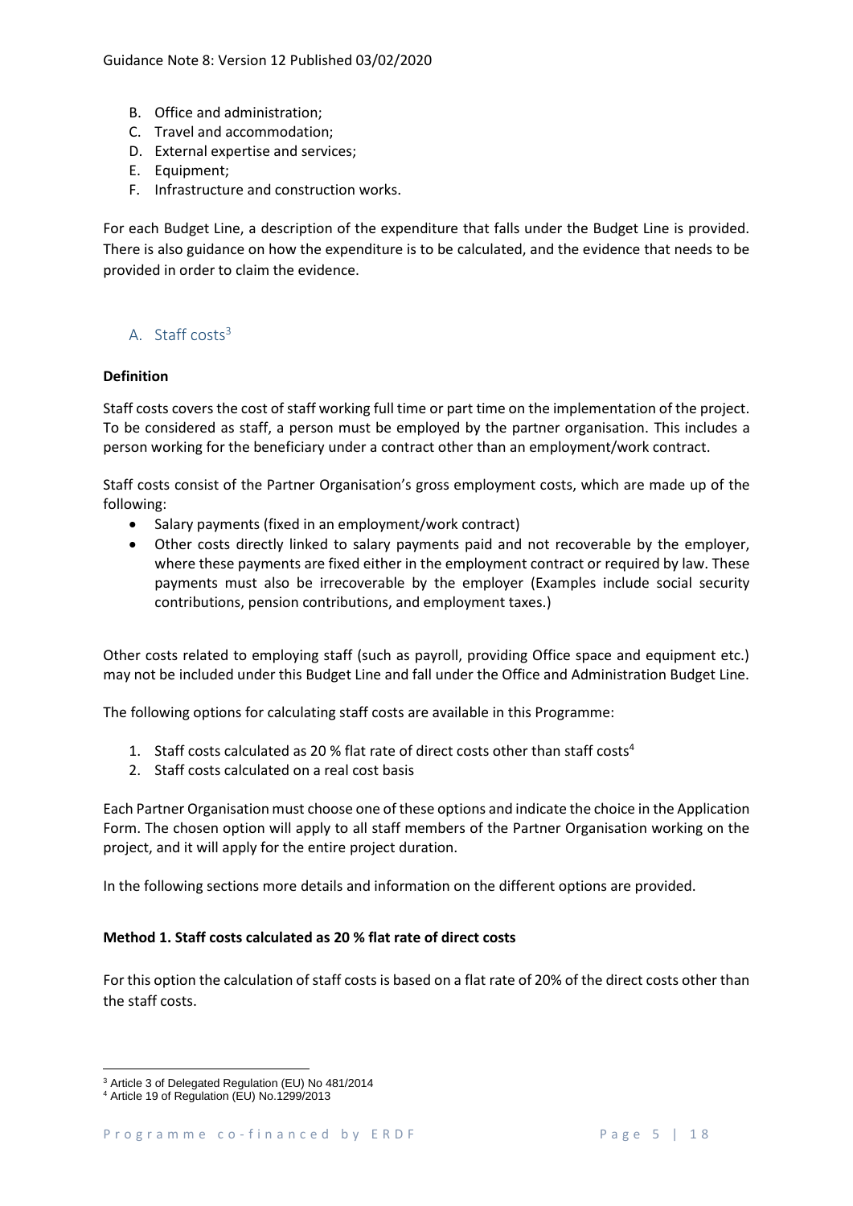B. Office and administration;
C. Travel and accommodation;
D. External expertise and services;
E. Equipment;
F. Infrastructure and construction works.

For each Budget Line, a description of the expenditure that falls under the Budget Line is provided. There is also guidance on how the expenditure is to be calculated, and the evidence that needs to be provided in order to claim the evidence.

## A. Staff costs[3]

**Definition**

Staff costs covers the cost of staff working full time or part time on the implementation of the project. To be considered as staff, a person must be employed by the partner organisation. This includes a person working for the beneficiary under a contract other than an employment/work contract.

Staff costs consist of the Partner Organisation's gross employment costs, which are made up of the following:

- Salary payments (fixed in an employment/work contract)
- Other costs directly linked to salary payments paid and not recoverable by the employer, where these payments are fixed either in the employment contract or required by law. These payments must also be irrecoverable by the employer (Examples include social security contributions, pension contributions, and employment taxes.)

Other costs related to employing staff (such as payroll, providing Office space and equipment etc.) may not be included under this Budget Line and fall under the Office and Administration Budget Line.

The following options for calculating staff costs are available in this Programme:

1. Staff costs calculated as 20 % flat rate of direct costs other than staff costs[4]
2. Staff costs calculated on a real cost basis

Each Partner Organisation must choose one of these options and indicate the choice in the Application Form. The chosen option will apply to all staff members of the Partner Organisation working on the project, and it will apply for the entire project duration.

In the following sections more details and information on the different options are provided.

**Method 1. Staff costs calculated as 20 % flat rate of direct costs**

For this option the calculation of staff costs is based on a flat rate of 20% of the direct costs other than the staff costs.

[3] Article 3 of Delegated Regulation (EU) No 481/2014

[4] Article 19 of Regulation (EU) No.1299/2013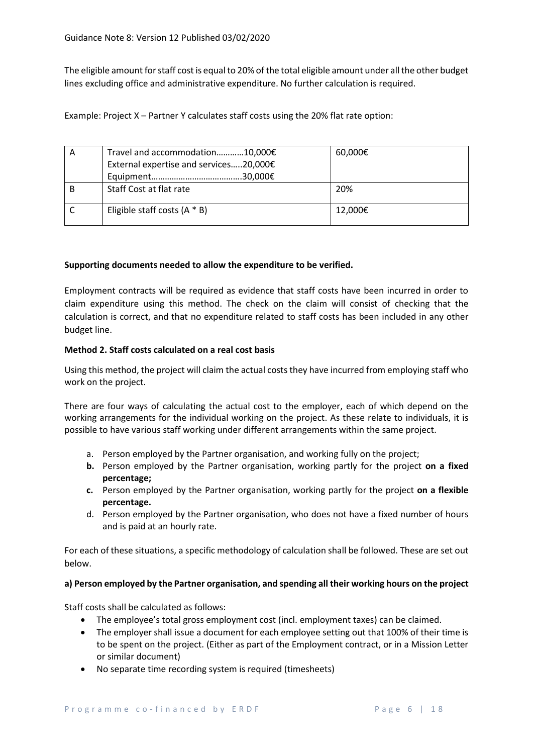The eligible amount for staff cost is equal to 20% of the total eligible amount under all the other budget lines excluding office and administrative expenditure. No further calculation is required.

Example: Project X – Partner Y calculates staff costs using the 20% flat rate option:

| | | |
|---|---|---|
| A | Travel and accommodation…………10,000€<br>External expertise and services…..20,000€<br>Equipment…………………………………30,000€ | 60,000€ |
| B | Staff Cost at flat rate | 20% |
| C | Eligible staff costs (A * B) | 12,000€ |

**Supporting documents needed to allow the expenditure to be verified.**

Employment contracts will be required as evidence that staff costs have been incurred in order to claim expenditure using this method. The check on the claim will consist of checking that the calculation is correct, and that no expenditure related to staff costs has been included in any other budget line.

**Method 2. Staff costs calculated on a real cost basis**

Using this method, the project will claim the actual costs they have incurred from employing staff who work on the project.

There are four ways of calculating the actual cost to the employer, each of which depend on the working arrangements for the individual working on the project. As these relate to individuals, it is possible to have various staff working under different arrangements within the same project.

a. Person employed by the Partner organisation, and working fully on the project;
**b.** Person employed by the Partner organisation, working partly for the project **on a fixed percentage;**
**c.** Person employed by the Partner organisation, working partly for the project **on a flexible percentage.**
d. Person employed by the Partner organisation, who does not have a fixed number of hours and is paid at an hourly rate.

For each of these situations, a specific methodology of calculation shall be followed. These are set out below.

**a) Person employed by the Partner organisation, and spending all their working hours on the project**

Staff costs shall be calculated as follows:

- The employee's total gross employment cost (incl. employment taxes) can be claimed.
- The employer shall issue a document for each employee setting out that 100% of their time is to be spent on the project. (Either as part of the Employment contract, or in a Mission Letter or similar document)
- No separate time recording system is required (timesheets)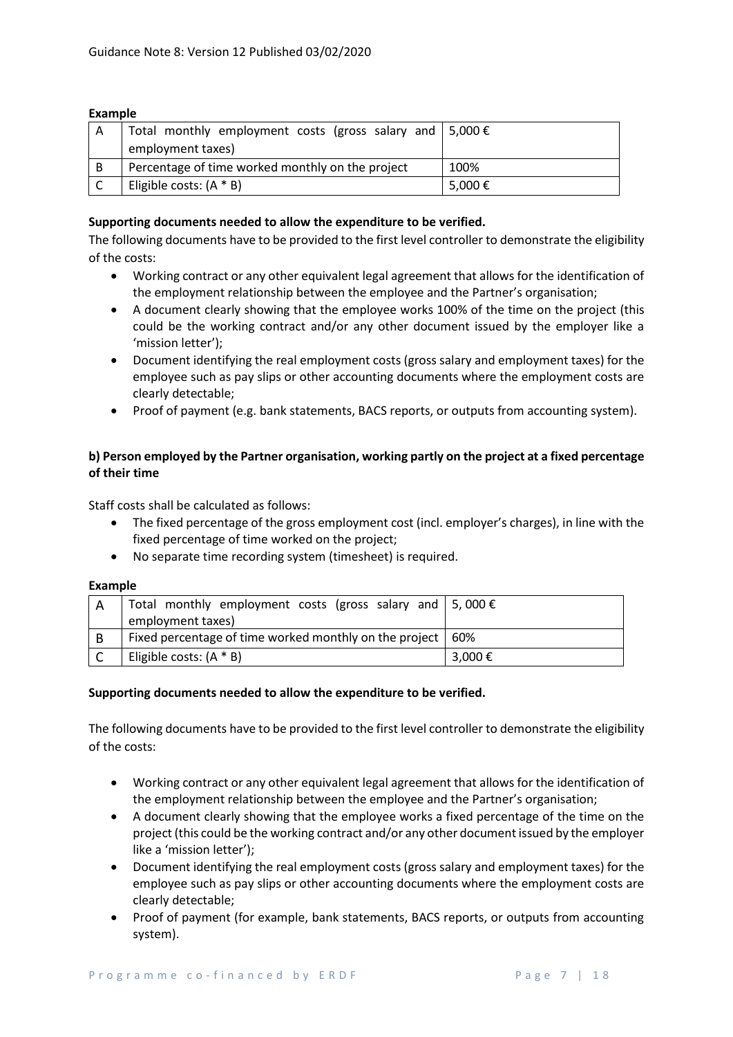**Example**

| A | Total monthly employment costs (gross salary and employment taxes) | 5,000 € |
|---|---|---|
| B | Percentage of time worked monthly on the project | 100% |
| C | Eligible costs: (A * B) | 5,000 € |

**Supporting documents needed to allow the expenditure to be verified.**

The following documents have to be provided to the first level controller to demonstrate the eligibility of the costs:

- Working contract or any other equivalent legal agreement that allows for the identification of the employment relationship between the employee and the Partner's organisation;
- A document clearly showing that the employee works 100% of the time on the project (this could be the working contract and/or any other document issued by the employer like a 'mission letter');
- Document identifying the real employment costs (gross salary and employment taxes) for the employee such as pay slips or other accounting documents where the employment costs are clearly detectable;
- Proof of payment (e.g. bank statements, BACS reports, or outputs from accounting system).

**b) Person employed by the Partner organisation, working partly on the project at a fixed percentage of their time**

Staff costs shall be calculated as follows:

- The fixed percentage of the gross employment cost (incl. employer's charges), in line with the fixed percentage of time worked on the project;
- No separate time recording system (timesheet) is required.

**Example**

| A | Total monthly employment costs (gross salary and employment taxes) | 5, 000 € |
|---|---|---|
| B | Fixed percentage of time worked monthly on the project | 60% |
| C | Eligible costs: (A * B) | 3,000 € |

**Supporting documents needed to allow the expenditure to be verified.**

The following documents have to be provided to the first level controller to demonstrate the eligibility of the costs:

- Working contract or any other equivalent legal agreement that allows for the identification of the employment relationship between the employee and the Partner's organisation;
- A document clearly showing that the employee works a fixed percentage of the time on the project (this could be the working contract and/or any other document issued by the employer like a 'mission letter');
- Document identifying the real employment costs (gross salary and employment taxes) for the employee such as pay slips or other accounting documents where the employment costs are clearly detectable;
- Proof of payment (for example, bank statements, BACS reports, or outputs from accounting system).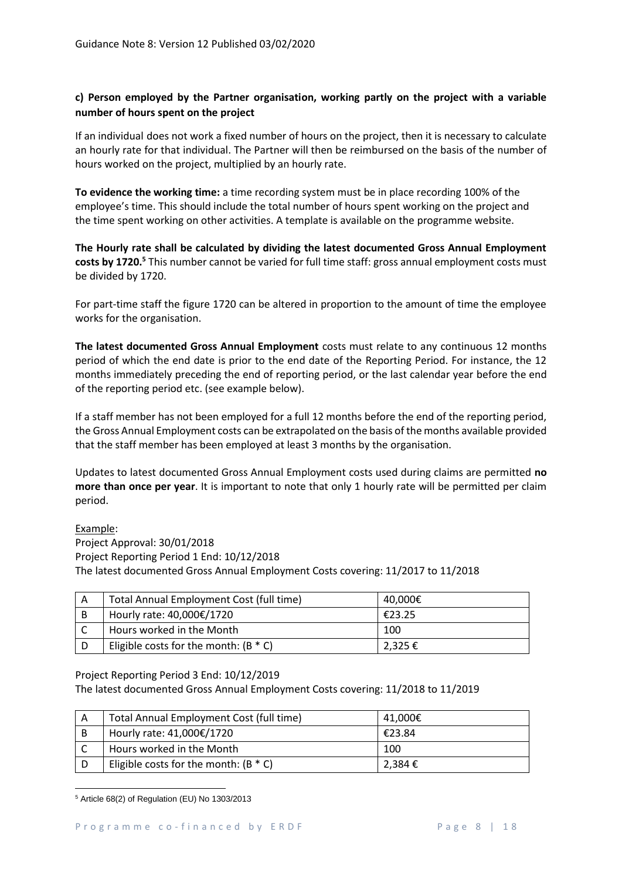**c) Person employed by the Partner organisation, working partly on the project with a variable number of hours spent on the project**

If an individual does not work a fixed number of hours on the project, then it is necessary to calculate an hourly rate for that individual. The Partner will then be reimbursed on the basis of the number of hours worked on the project, multiplied by an hourly rate.

**To evidence the working time:** a time recording system must be in place recording 100% of the employee's time. This should include the total number of hours spent working on the project and the time spent working on other activities. A template is available on the programme website.

**The Hourly rate shall be calculated by dividing the latest documented Gross Annual Employment costs by 1720.**[5] This number cannot be varied for full time staff: gross annual employment costs must be divided by 1720.

For part-time staff the figure 1720 can be altered in proportion to the amount of time the employee works for the organisation.

**The latest documented Gross Annual Employment** costs must relate to any continuous 12 months period of which the end date is prior to the end date of the Reporting Period. For instance, the 12 months immediately preceding the end of reporting period, or the last calendar year before the end of the reporting period etc. (see example below).

If a staff member has not been employed for a full 12 months before the end of the reporting period, the Gross Annual Employment costs can be extrapolated on the basis of the months available provided that the staff member has been employed at least 3 months by the organisation.

Updates to latest documented Gross Annual Employment costs used during claims are permitted **no more than once per year**. It is important to note that only 1 hourly rate will be permitted per claim period.

Example:
Project Approval: 30/01/2018
Project Reporting Period 1 End: 10/12/2018
The latest documented Gross Annual Employment Costs covering: 11/2017 to 11/2018

| | | |
|---|---|---|
| A | Total Annual Employment Cost (full time) | 40,000€ |
| B | Hourly rate: 40,000€/1720 | €23.25 |
| C | Hours worked in the Month | 100 |
| D | Eligible costs for the month: (B * C) | 2,325 € |

Project Reporting Period 3 End: 10/12/2019
The latest documented Gross Annual Employment Costs covering: 11/2018 to 11/2019

| | | |
|---|---|---|
| A | Total Annual Employment Cost (full time) | 41,000€ |
| B | Hourly rate: 41,000€/1720 | €23.84 |
| C | Hours worked in the Month | 100 |
| D | Eligible costs for the month: (B * C) | 2,384 € |

[5] Article 68(2) of Regulation (EU) No 1303/2013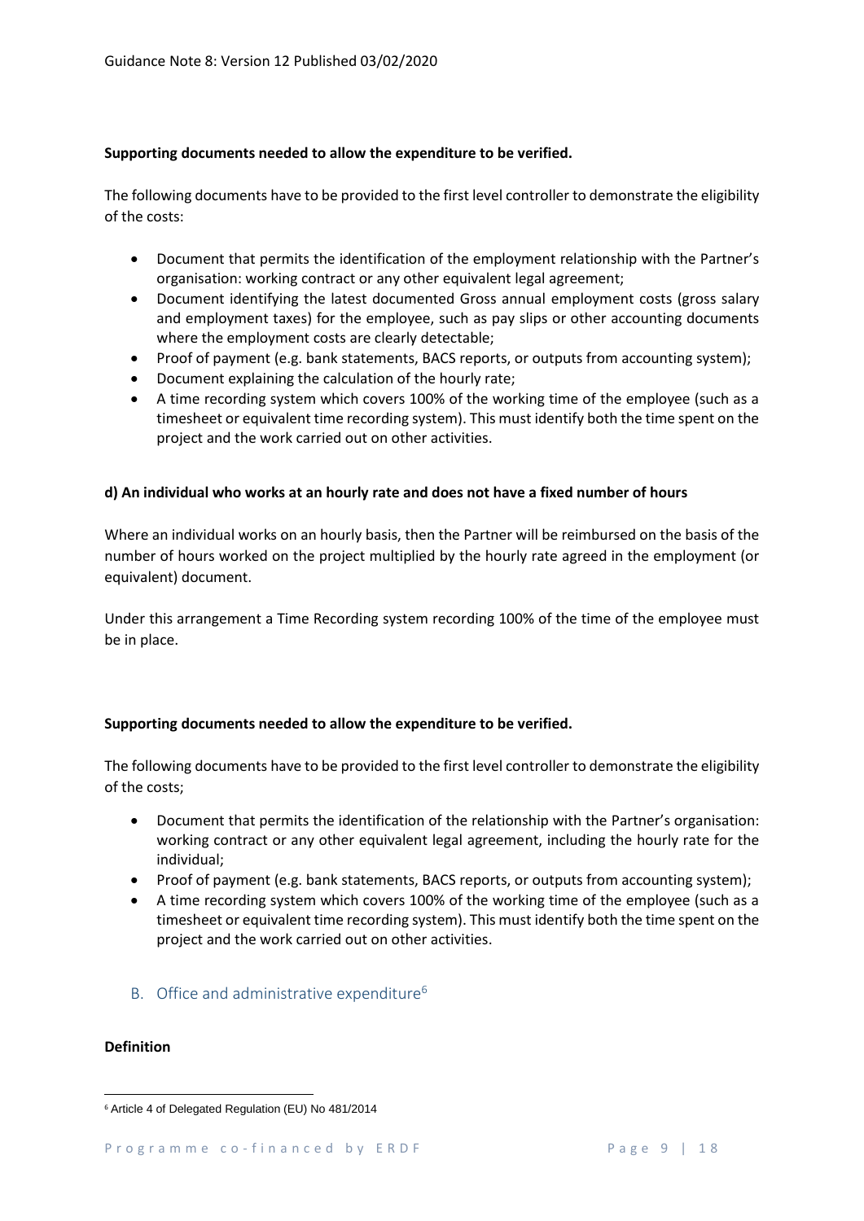**Supporting documents needed to allow the expenditure to be verified.**

The following documents have to be provided to the first level controller to demonstrate the eligibility of the costs:

- Document that permits the identification of the employment relationship with the Partner's organisation: working contract or any other equivalent legal agreement;
- Document identifying the latest documented Gross annual employment costs (gross salary and employment taxes) for the employee, such as pay slips or other accounting documents where the employment costs are clearly detectable;
- Proof of payment (e.g. bank statements, BACS reports, or outputs from accounting system);
- Document explaining the calculation of the hourly rate;
- A time recording system which covers 100% of the working time of the employee (such as a timesheet or equivalent time recording system). This must identify both the time spent on the project and the work carried out on other activities.

**d) An individual who works at an hourly rate and does not have a fixed number of hours**

Where an individual works on an hourly basis, then the Partner will be reimbursed on the basis of the number of hours worked on the project multiplied by the hourly rate agreed in the employment (or equivalent) document.

Under this arrangement a Time Recording system recording 100% of the time of the employee must be in place.

**Supporting documents needed to allow the expenditure to be verified.**

The following documents have to be provided to the first level controller to demonstrate the eligibility of the costs;

- Document that permits the identification of the relationship with the Partner's organisation: working contract or any other equivalent legal agreement, including the hourly rate for the individual;
- Proof of payment (e.g. bank statements, BACS reports, or outputs from accounting system);
- A time recording system which covers 100% of the working time of the employee (such as a timesheet or equivalent time recording system). This must identify both the time spent on the project and the work carried out on other activities.

## B. Office and administrative expenditure[6]

**Definition**

[6] Article 4 of Delegated Regulation (EU) No 481/2014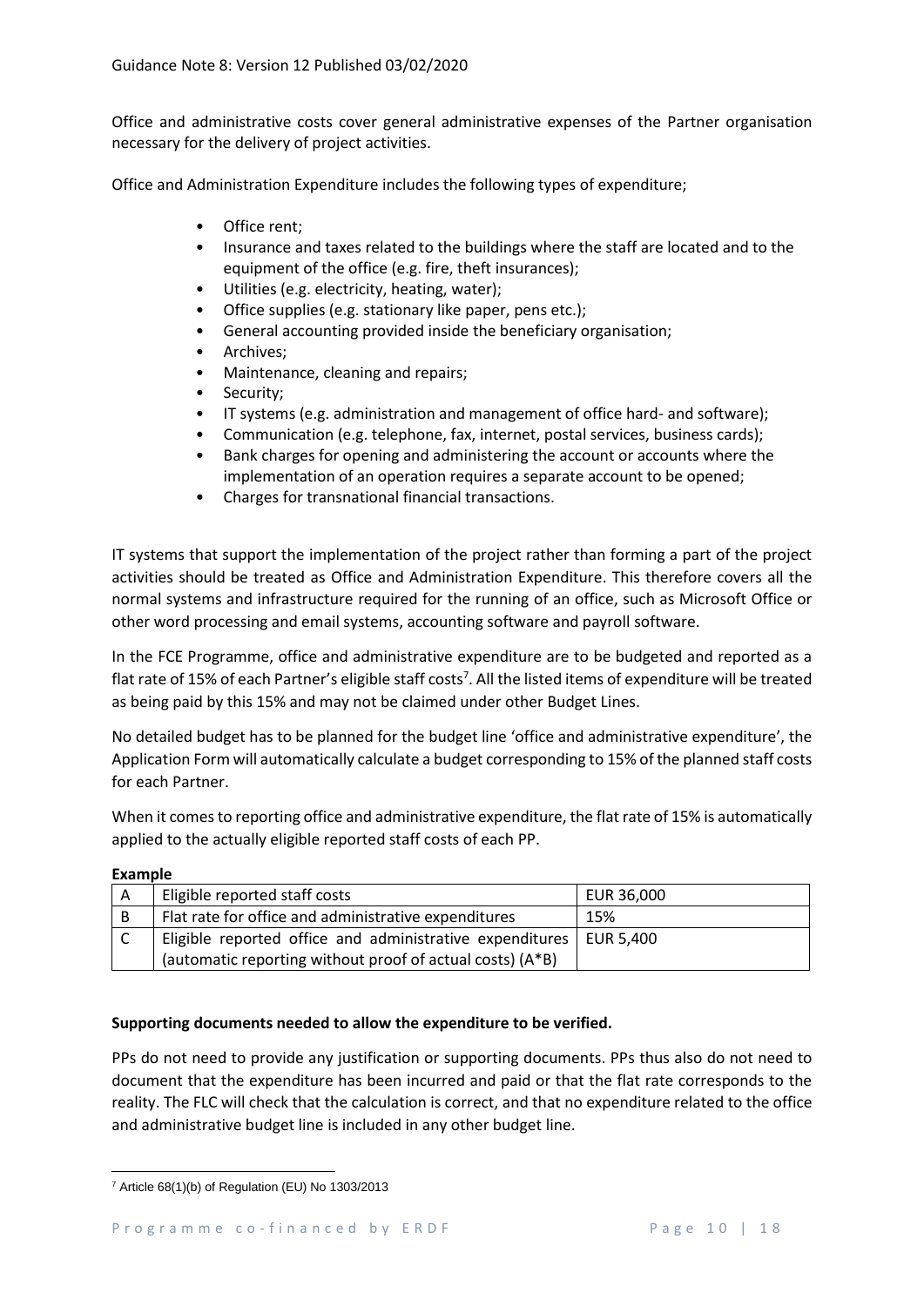Office and administrative costs cover general administrative expenses of the Partner organisation necessary for the delivery of project activities.

Office and Administration Expenditure includes the following types of expenditure;

- Office rent;
- Insurance and taxes related to the buildings where the staff are located and to the equipment of the office (e.g. fire, theft insurances);
- Utilities (e.g. electricity, heating, water);
- Office supplies (e.g. stationary like paper, pens etc.);
- General accounting provided inside the beneficiary organisation;
- Archives;
- Maintenance, cleaning and repairs;
- Security;
- IT systems (e.g. administration and management of office hard- and software);
- Communication (e.g. telephone, fax, internet, postal services, business cards);
- Bank charges for opening and administering the account or accounts where the implementation of an operation requires a separate account to be opened;
- Charges for transnational financial transactions.

IT systems that support the implementation of the project rather than forming a part of the project activities should be treated as Office and Administration Expenditure. This therefore covers all the normal systems and infrastructure required for the running of an office, such as Microsoft Office or other word processing and email systems, accounting software and payroll software.

In the FCE Programme, office and administrative expenditure are to be budgeted and reported as a flat rate of 15% of each Partner's eligible staff costs[7]. All the listed items of expenditure will be treated as being paid by this 15% and may not be claimed under other Budget Lines.

No detailed budget has to be planned for the budget line 'office and administrative expenditure', the Application Form will automatically calculate a budget corresponding to 15% of the planned staff costs for each Partner.

When it comes to reporting office and administrative expenditure, the flat rate of 15% is automatically applied to the actually eligible reported staff costs of each PP.

**Example**

| | | |
|---|---|---|
| A | Eligible reported staff costs | EUR 36,000 |
| B | Flat rate for office and administrative expenditures | 15% |
| C | Eligible reported office and administrative expenditures (automatic reporting without proof of actual costs) (A*B) | EUR 5,400 |

**Supporting documents needed to allow the expenditure to be verified.**

PPs do not need to provide any justification or supporting documents. PPs thus also do not need to document that the expenditure has been incurred and paid or that the flat rate corresponds to the reality. The FLC will check that the calculation is correct, and that no expenditure related to the office and administrative budget line is included in any other budget line.

[7] Article 68(1)(b) of Regulation (EU) No 1303/2013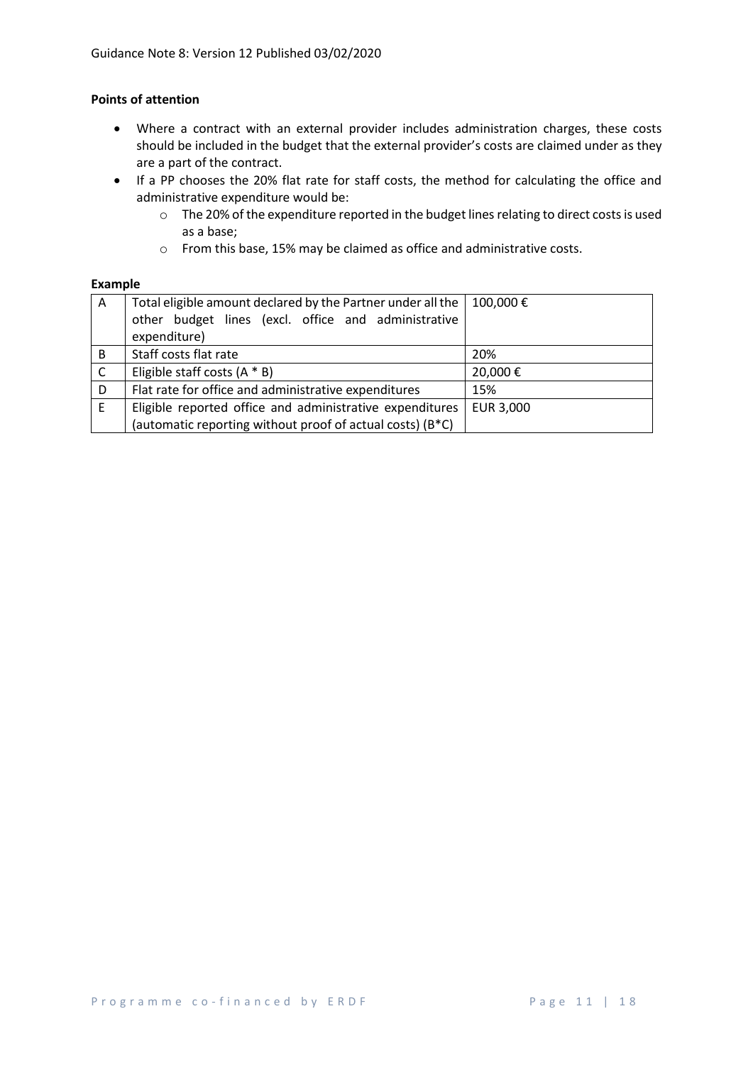**Points of attention**

- Where a contract with an external provider includes administration charges, these costs should be included in the budget that the external provider's costs are claimed under as they are a part of the contract.
- If a PP chooses the 20% flat rate for staff costs, the method for calculating the office and administrative expenditure would be:
  - The 20% of the expenditure reported in the budget lines relating to direct costs is used as a base;
  - From this base, 15% may be claimed as office and administrative costs.

**Example**

| | | |
|---|---|---|
| A | Total eligible amount declared by the Partner under all the other budget lines (excl. office and administrative expenditure) | 100,000 € |
| B | Staff costs flat rate | 20% |
| C | Eligible staff costs (A * B) | 20,000 € |
| D | Flat rate for office and administrative expenditures | 15% |
| E | Eligible reported office and administrative expenditures (automatic reporting without proof of actual costs) (B*C) | EUR 3,000 |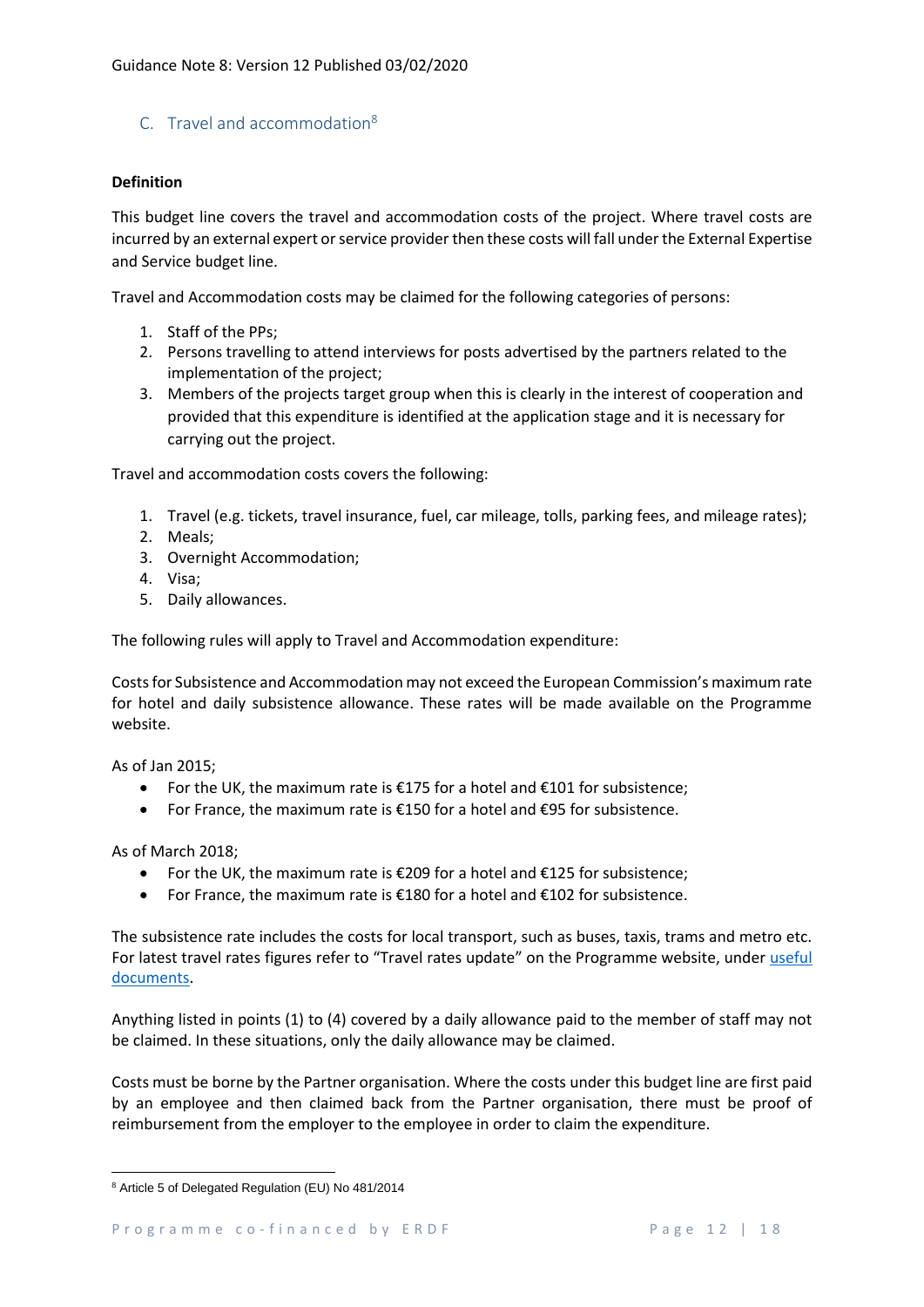## C. Travel and accommodation[8]

**Definition**

This budget line covers the travel and accommodation costs of the project. Where travel costs are incurred by an external expert or service provider then these costs will fall under the External Expertise and Service budget line.

Travel and Accommodation costs may be claimed for the following categories of persons:

1. Staff of the PPs;
2. Persons travelling to attend interviews for posts advertised by the partners related to the implementation of the project;
3. Members of the projects target group when this is clearly in the interest of cooperation and provided that this expenditure is identified at the application stage and it is necessary for carrying out the project.

Travel and accommodation costs covers the following:

1. Travel (e.g. tickets, travel insurance, fuel, car mileage, tolls, parking fees, and mileage rates);
2. Meals;
3. Overnight Accommodation;
4. Visa;
5. Daily allowances.

The following rules will apply to Travel and Accommodation expenditure:

Costs for Subsistence and Accommodation may not exceed the European Commission's maximum rate for hotel and daily subsistence allowance. These rates will be made available on the Programme website.

As of Jan 2015;

- For the UK, the maximum rate is €175 for a hotel and €101 for subsistence;
- For France, the maximum rate is €150 for a hotel and €95 for subsistence.

As of March 2018;

- For the UK, the maximum rate is €209 for a hotel and €125 for subsistence;
- For France, the maximum rate is €180 for a hotel and €102 for subsistence.

The subsistence rate includes the costs for local transport, such as buses, taxis, trams and metro etc. For latest travel rates figures refer to "Travel rates update" on the Programme website, under useful documents.

Anything listed in points (1) to (4) covered by a daily allowance paid to the member of staff may not be claimed. In these situations, only the daily allowance may be claimed.

Costs must be borne by the Partner organisation. Where the costs under this budget line are first paid by an employee and then claimed back from the Partner organisation, there must be proof of reimbursement from the employer to the employee in order to claim the expenditure.

---

[8] Article 5 of Delegated Regulation (EU) No 481/2014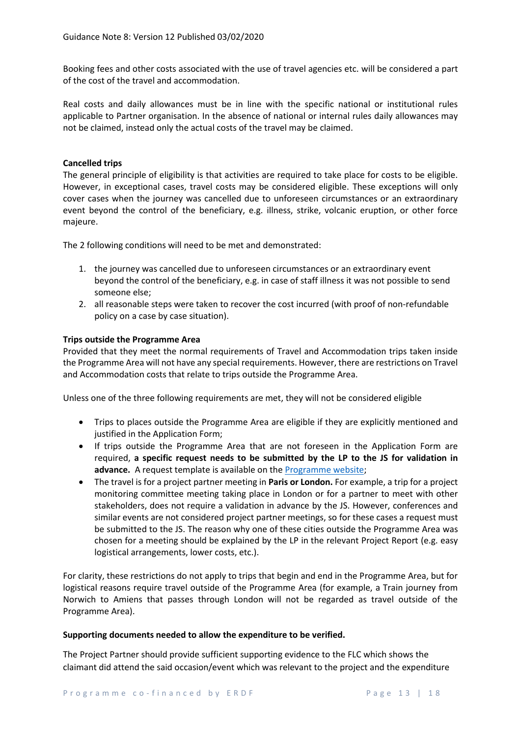Booking fees and other costs associated with the use of travel agencies etc. will be considered a part of the cost of the travel and accommodation.

Real costs and daily allowances must be in line with the specific national or institutional rules applicable to Partner organisation. In the absence of national or internal rules daily allowances may not be claimed, instead only the actual costs of the travel may be claimed.

**Cancelled trips**

The general principle of eligibility is that activities are required to take place for costs to be eligible. However, in exceptional cases, travel costs may be considered eligible. These exceptions will only cover cases when the journey was cancelled due to unforeseen circumstances or an extraordinary event beyond the control of the beneficiary, e.g. illness, strike, volcanic eruption, or other force majeure.

The 2 following conditions will need to be met and demonstrated:

1. the journey was cancelled due to unforeseen circumstances or an extraordinary event beyond the control of the beneficiary, e.g. in case of staff illness it was not possible to send someone else;
2. all reasonable steps were taken to recover the cost incurred (with proof of non-refundable policy on a case by case situation).

**Trips outside the Programme Area**

Provided that they meet the normal requirements of Travel and Accommodation trips taken inside the Programme Area will not have any special requirements. However, there are restrictions on Travel and Accommodation costs that relate to trips outside the Programme Area.

Unless one of the three following requirements are met, they will not be considered eligible

- Trips to places outside the Programme Area are eligible if they are explicitly mentioned and justified in the Application Form;
- If trips outside the Programme Area that are not foreseen in the Application Form are required, **a specific request needs to be submitted by the LP to the JS for validation in advance.** A request template is available on the Programme website;
- The travel is for a project partner meeting in **Paris or London.** For example, a trip for a project monitoring committee meeting taking place in London or for a partner to meet with other stakeholders, does not require a validation in advance by the JS. However, conferences and similar events are not considered project partner meetings, so for these cases a request must be submitted to the JS. The reason why one of these cities outside the Programme Area was chosen for a meeting should be explained by the LP in the relevant Project Report (e.g. easy logistical arrangements, lower costs, etc.).

For clarity, these restrictions do not apply to trips that begin and end in the Programme Area, but for logistical reasons require travel outside of the Programme Area (for example, a Train journey from Norwich to Amiens that passes through London will not be regarded as travel outside of the Programme Area).

**Supporting documents needed to allow the expenditure to be verified.**

The Project Partner should provide sufficient supporting evidence to the FLC which shows the claimant did attend the said occasion/event which was relevant to the project and the expenditure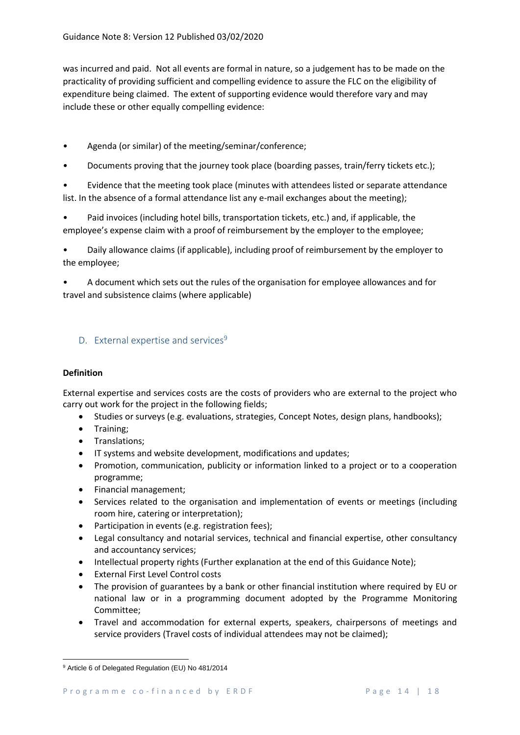was incurred and paid. Not all events are formal in nature, so a judgement has to be made on the practicality of providing sufficient and compelling evidence to assure the FLC on the eligibility of expenditure being claimed. The extent of supporting evidence would therefore vary and may include these or other equally compelling evidence:

- Agenda (or similar) of the meeting/seminar/conference;
- Documents proving that the journey took place (boarding passes, train/ferry tickets etc.);
- Evidence that the meeting took place (minutes with attendees listed or separate attendance list. In the absence of a formal attendance list any e-mail exchanges about the meeting);
- Paid invoices (including hotel bills, transportation tickets, etc.) and, if applicable, the employee's expense claim with a proof of reimbursement by the employer to the employee;
- Daily allowance claims (if applicable), including proof of reimbursement by the employer to the employee;
- A document which sets out the rules of the organisation for employee allowances and for travel and subsistence claims (where applicable)

## D. External expertise and services[9]

**Definition**

External expertise and services costs are the costs of providers who are external to the project who carry out work for the project in the following fields;

- Studies or surveys (e.g. evaluations, strategies, Concept Notes, design plans, handbooks);
- Training;
- Translations;
- IT systems and website development, modifications and updates;
- Promotion, communication, publicity or information linked to a project or to a cooperation programme;
- Financial management;
- Services related to the organisation and implementation of events or meetings (including room hire, catering or interpretation);
- Participation in events (e.g. registration fees);
- Legal consultancy and notarial services, technical and financial expertise, other consultancy and accountancy services;
- Intellectual property rights (Further explanation at the end of this Guidance Note);
- External First Level Control costs
- The provision of guarantees by a bank or other financial institution where required by EU or national law or in a programming document adopted by the Programme Monitoring Committee;
- Travel and accommodation for external experts, speakers, chairpersons of meetings and service providers (Travel costs of individual attendees may not be claimed);

[9] Article 6 of Delegated Regulation (EU) No 481/2014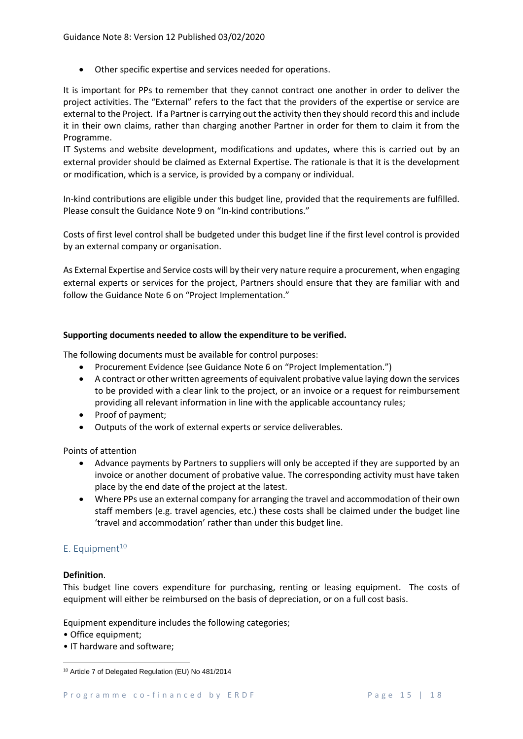- Other specific expertise and services needed for operations.

It is important for PPs to remember that they cannot contract one another in order to deliver the project activities. The "External" refers to the fact that the providers of the expertise or service are external to the Project. If a Partner is carrying out the activity then they should record this and include it in their own claims, rather than charging another Partner in order for them to claim it from the Programme.
IT Systems and website development, modifications and updates, where this is carried out by an external provider should be claimed as External Expertise. The rationale is that it is the development or modification, which is a service, is provided by a company or individual.

In-kind contributions are eligible under this budget line, provided that the requirements are fulfilled. Please consult the Guidance Note 9 on "In-kind contributions."

Costs of first level control shall be budgeted under this budget line if the first level control is provided by an external company or organisation.

As External Expertise and Service costs will by their very nature require a procurement, when engaging external experts or services for the project, Partners should ensure that they are familiar with and follow the Guidance Note 6 on "Project Implementation."

**Supporting documents needed to allow the expenditure to be verified.**

The following documents must be available for control purposes:

- Procurement Evidence (see Guidance Note 6 on "Project Implementation.")
- A contract or other written agreements of equivalent probative value laying down the services to be provided with a clear link to the project, or an invoice or a request for reimbursement providing all relevant information in line with the applicable accountancy rules;
- Proof of payment;
- Outputs of the work of external experts or service deliverables.

Points of attention

- Advance payments by Partners to suppliers will only be accepted if they are supported by an invoice or another document of probative value. The corresponding activity must have taken place by the end date of the project at the latest.
- Where PPs use an external company for arranging the travel and accommodation of their own staff members (e.g. travel agencies, etc.) these costs shall be claimed under the budget line 'travel and accommodation' rather than under this budget line.

## E. Equipment[10]

**Definition**.
This budget line covers expenditure for purchasing, renting or leasing equipment. The costs of equipment will either be reimbursed on the basis of depreciation, or on a full cost basis.

Equipment expenditure includes the following categories;
• Office equipment;
• IT hardware and software;

[10] Article 7 of Delegated Regulation (EU) No 481/2014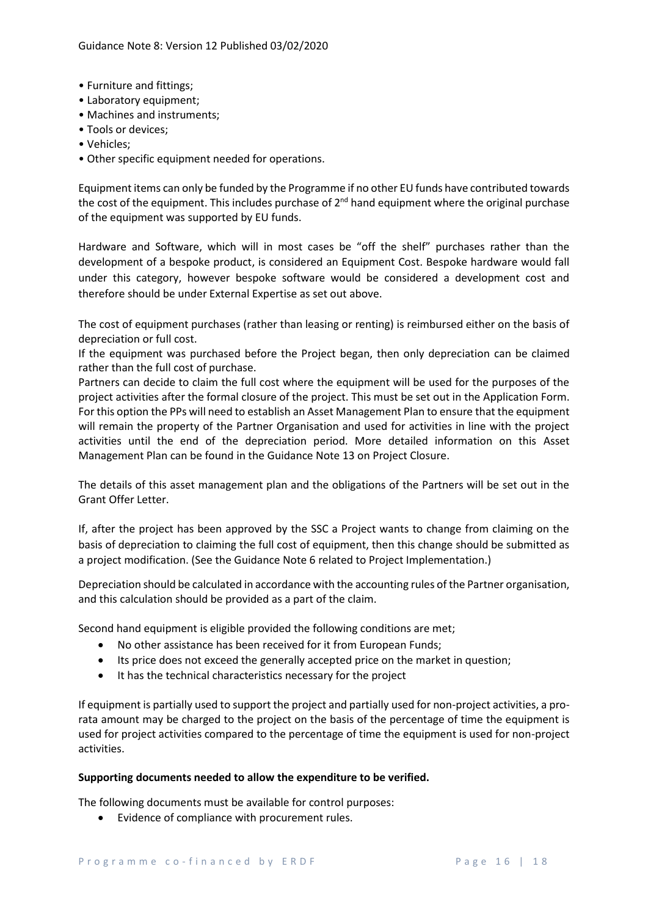- Furniture and fittings;
- Laboratory equipment;
- Machines and instruments;
- Tools or devices;
- Vehicles;
- Other specific equipment needed for operations.

Equipment items can only be funded by the Programme if no other EU funds have contributed towards the cost of the equipment. This includes purchase of 2nd hand equipment where the original purchase of the equipment was supported by EU funds.

Hardware and Software, which will in most cases be "off the shelf" purchases rather than the development of a bespoke product, is considered an Equipment Cost. Bespoke hardware would fall under this category, however bespoke software would be considered a development cost and therefore should be under External Expertise as set out above.

The cost of equipment purchases (rather than leasing or renting) is reimbursed either on the basis of depreciation or full cost.

If the equipment was purchased before the Project began, then only depreciation can be claimed rather than the full cost of purchase.

Partners can decide to claim the full cost where the equipment will be used for the purposes of the project activities after the formal closure of the project. This must be set out in the Application Form. For this option the PPs will need to establish an Asset Management Plan to ensure that the equipment will remain the property of the Partner Organisation and used for activities in line with the project activities until the end of the depreciation period. More detailed information on this Asset Management Plan can be found in the Guidance Note 13 on Project Closure.

The details of this asset management plan and the obligations of the Partners will be set out in the Grant Offer Letter.

If, after the project has been approved by the SSC a Project wants to change from claiming on the basis of depreciation to claiming the full cost of equipment, then this change should be submitted as a project modification. (See the Guidance Note 6 related to Project Implementation.)

Depreciation should be calculated in accordance with the accounting rules of the Partner organisation, and this calculation should be provided as a part of the claim.

Second hand equipment is eligible provided the following conditions are met;

- No other assistance has been received for it from European Funds;
- Its price does not exceed the generally accepted price on the market in question;
- It has the technical characteristics necessary for the project

If equipment is partially used to support the project and partially used for non-project activities, a pro-rata amount may be charged to the project on the basis of the percentage of time the equipment is used for project activities compared to the percentage of time the equipment is used for non-project activities.

**Supporting documents needed to allow the expenditure to be verified.**

The following documents must be available for control purposes:

- Evidence of compliance with procurement rules.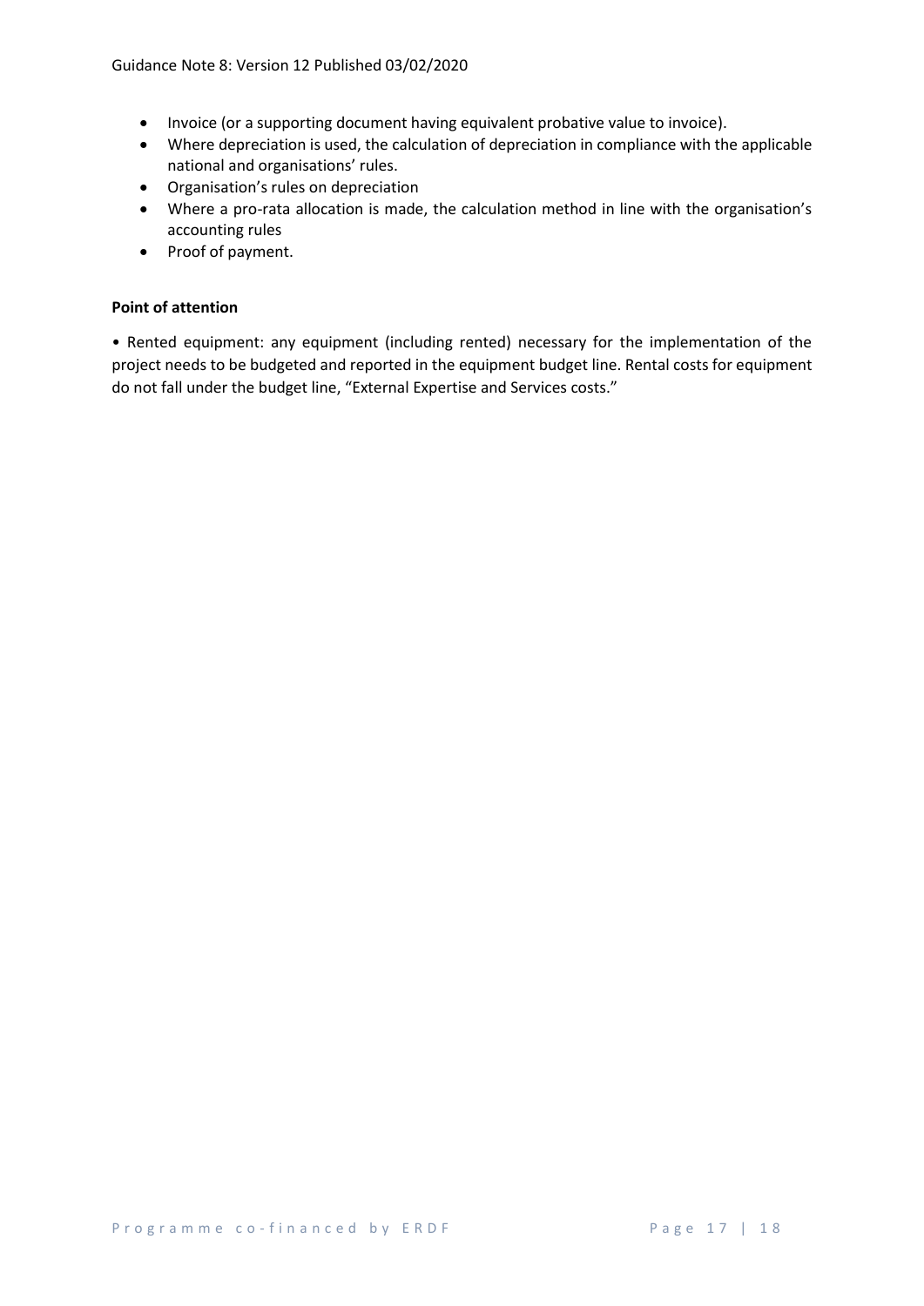- Invoice (or a supporting document having equivalent probative value to invoice).
- Where depreciation is used, the calculation of depreciation in compliance with the applicable national and organisations' rules.
- Organisation's rules on depreciation
- Where a pro-rata allocation is made, the calculation method in line with the organisation's accounting rules
- Proof of payment.

**Point of attention**

• Rented equipment: any equipment (including rented) necessary for the implementation of the project needs to be budgeted and reported in the equipment budget line. Rental costs for equipment do not fall under the budget line, "External Expertise and Services costs."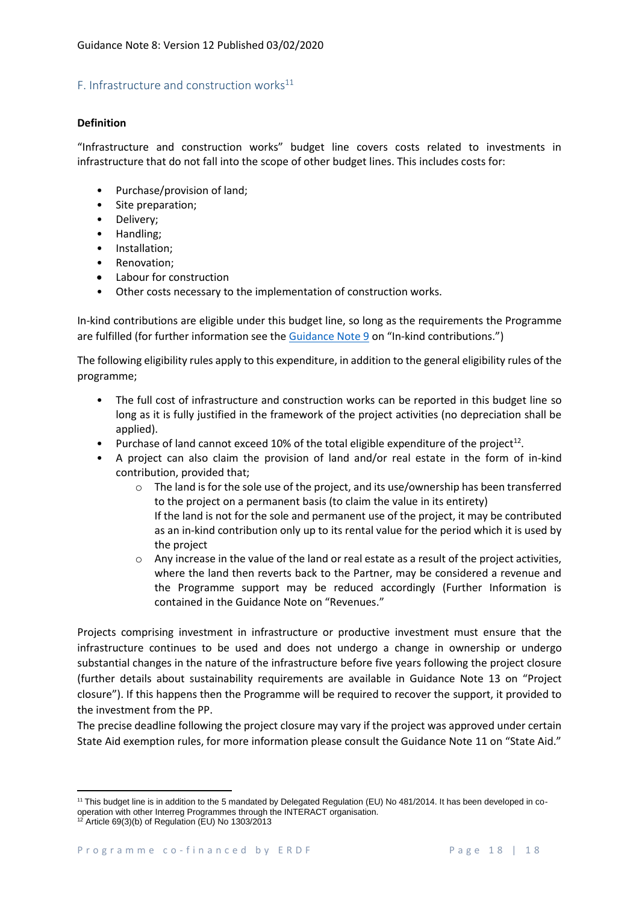## F. Infrastructure and construction works[11]

**Definition**

"Infrastructure and construction works" budget line covers costs related to investments in infrastructure that do not fall into the scope of other budget lines. This includes costs for:

- Purchase/provision of land;
- Site preparation;
- Delivery;
- Handling;
- Installation;
- Renovation;
- Labour for construction
- Other costs necessary to the implementation of construction works.

In-kind contributions are eligible under this budget line, so long as the requirements the Programme are fulfilled (for further information see the Guidance Note 9 on "In-kind contributions.")

The following eligibility rules apply to this expenditure, in addition to the general eligibility rules of the programme;

- The full cost of infrastructure and construction works can be reported in this budget line so long as it is fully justified in the framework of the project activities (no depreciation shall be applied).
- Purchase of land cannot exceed 10% of the total eligible expenditure of the project[12].
- A project can also claim the provision of land and/or real estate in the form of in-kind contribution, provided that;
    - The land is for the sole use of the project, and its use/ownership has been transferred to the project on a permanent basis (to claim the value in its entirety)
      If the land is not for the sole and permanent use of the project, it may be contributed as an in-kind contribution only up to its rental value for the period which it is used by the project
    - Any increase in the value of the land or real estate as a result of the project activities, where the land then reverts back to the Partner, may be considered a revenue and the Programme support may be reduced accordingly (Further Information is contained in the Guidance Note on "Revenues."

Projects comprising investment in infrastructure or productive investment must ensure that the infrastructure continues to be used and does not undergo a change in ownership or undergo substantial changes in the nature of the infrastructure before five years following the project closure (further details about sustainability requirements are available in Guidance Note 13 on "Project closure"). If this happens then the Programme will be required to recover the support, it provided to the investment from the PP.
The precise deadline following the project closure may vary if the project was approved under certain State Aid exemption rules, for more information please consult the Guidance Note 11 on "State Aid."

---

[11] This budget line is in addition to the 5 mandated by Delegated Regulation (EU) No 481/2014. It has been developed in co-operation with other Interreg Programmes through the INTERACT organisation.

[12] Article 69(3)(b) of Regulation (EU) No 1303/2013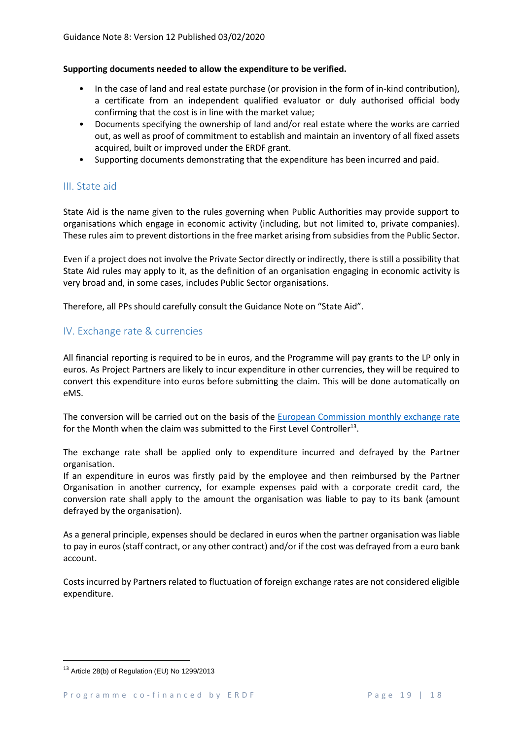**Supporting documents needed to allow the expenditure to be verified.**

- In the case of land and real estate purchase (or provision in the form of in-kind contribution), a certificate from an independent qualified evaluator or duly authorised official body confirming that the cost is in line with the market value;
- Documents specifying the ownership of land and/or real estate where the works are carried out, as well as proof of commitment to establish and maintain an inventory of all fixed assets acquired, built or improved under the ERDF grant.
- Supporting documents demonstrating that the expenditure has been incurred and paid.

## III. State aid

State Aid is the name given to the rules governing when Public Authorities may provide support to organisations which engage in economic activity (including, but not limited to, private companies). These rules aim to prevent distortions in the free market arising from subsidies from the Public Sector.

Even if a project does not involve the Private Sector directly or indirectly, there is still a possibility that State Aid rules may apply to it, as the definition of an organisation engaging in economic activity is very broad and, in some cases, includes Public Sector organisations.

Therefore, all PPs should carefully consult the Guidance Note on "State Aid".

## IV. Exchange rate & currencies

All financial reporting is required to be in euros, and the Programme will pay grants to the LP only in euros. As Project Partners are likely to incur expenditure in other currencies, they will be required to convert this expenditure into euros before submitting the claim. This will be done automatically on eMS.

The conversion will be carried out on the basis of the European Commission monthly exchange rate for the Month when the claim was submitted to the First Level Controller[13].

The exchange rate shall be applied only to expenditure incurred and defrayed by the Partner organisation.
If an expenditure in euros was firstly paid by the employee and then reimbursed by the Partner Organisation in another currency, for example expenses paid with a corporate credit card, the conversion rate shall apply to the amount the organisation was liable to pay to its bank (amount defrayed by the organisation).

As a general principle, expenses should be declared in euros when the partner organisation was liable to pay in euros (staff contract, or any other contract) and/or if the cost was defrayed from a euro bank account.

Costs incurred by Partners related to fluctuation of foreign exchange rates are not considered eligible expenditure.

---

[13] Article 28(b) of Regulation (EU) No 1299/2013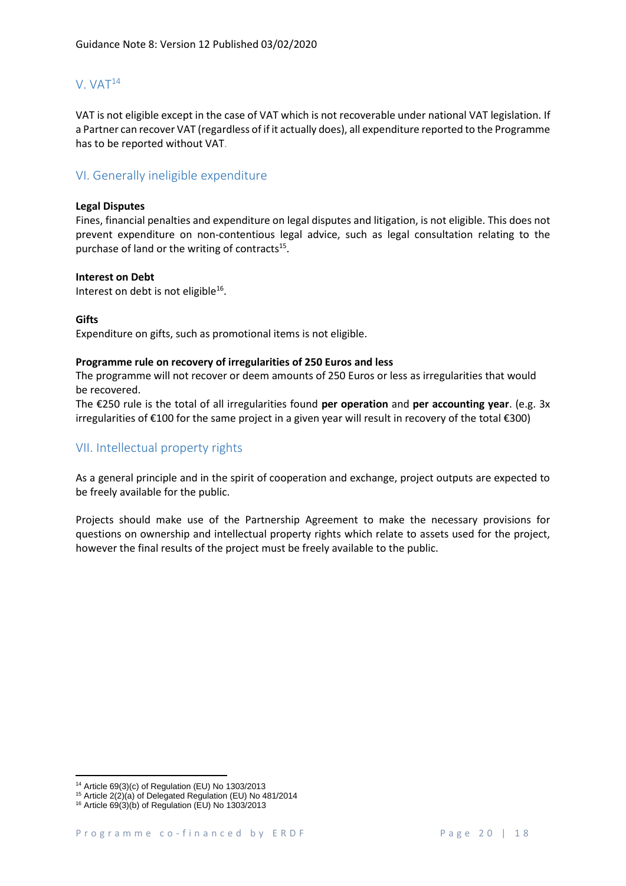## V. VAT[14]

VAT is not eligible except in the case of VAT which is not recoverable under national VAT legislation. If a Partner can recover VAT (regardless of if it actually does), all expenditure reported to the Programme has to be reported without VAT.

## VI. Generally ineligible expenditure

**Legal Disputes**
Fines, financial penalties and expenditure on legal disputes and litigation, is not eligible. This does not prevent expenditure on non-contentious legal advice, such as legal consultation relating to the purchase of land or the writing of contracts[15].

**Interest on Debt**
Interest on debt is not eligible[16].

**Gifts**
Expenditure on gifts, such as promotional items is not eligible.

**Programme rule on recovery of irregularities of 250 Euros and less**
The programme will not recover or deem amounts of 250 Euros or less as irregularities that would be recovered.
The €250 rule is the total of all irregularities found **per operation** and **per accounting year**. (e.g. 3x irregularities of €100 for the same project in a given year will result in recovery of the total €300)

## VII. Intellectual property rights

As a general principle and in the spirit of cooperation and exchange, project outputs are expected to be freely available for the public.

Projects should make use of the Partnership Agreement to make the necessary provisions for questions on ownership and intellectual property rights which relate to assets used for the project, however the final results of the project must be freely available to the public.

[14] Article 69(3)(c) of Regulation (EU) No 1303/2013
[15] Article 2(2)(a) of Delegated Regulation (EU) No 481/2014
[16] Article 69(3)(b) of Regulation (EU) No 1303/2013